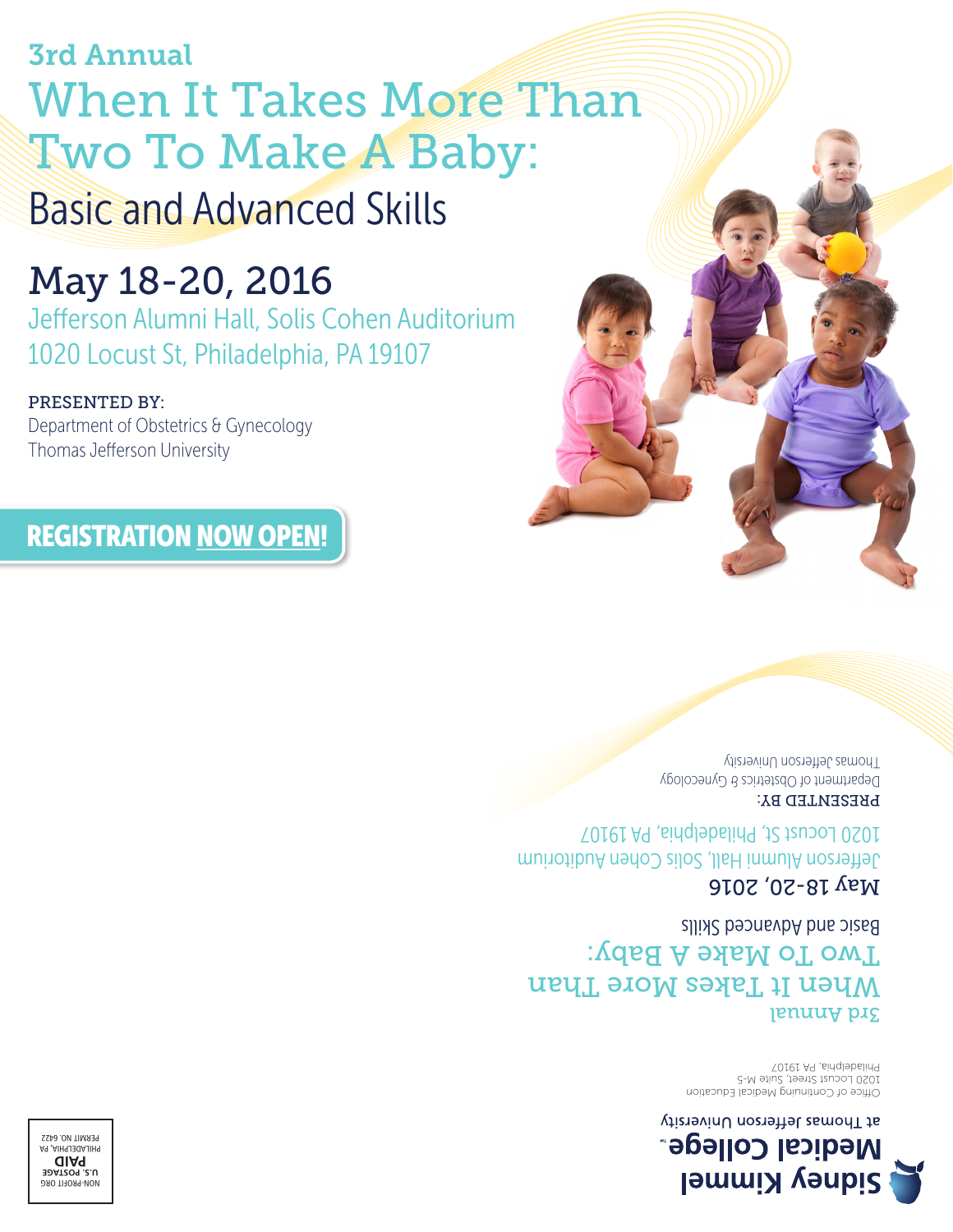3rd Annual

# When It Takes More Than Two To Make A Baby:

## Basic and Advanced Skills

## May 18-20, 2016

Jefferson Alumni Hall, Solis Cohen Auditorium
1020 Locust St, Philadelphia, PA 19107

PRESENTED BY:
Department of Obstetrics & Gynecology
Thomas Jefferson University

**REGISTRATION NOW OPEN!**

---

**Sidney Kimmel Medical College™**
at Thomas Jefferson University

Office of Continuing Medical Education
1020 Locust Street, Suite M-5
Philadelphia, PA 19107

3rd Annual

When It Takes More Than Two To Make A Baby:

Basic and Advanced Skills

May 18-20, 2016

Jefferson Alumni Hall, Solis Cohen Auditorium
1020 Locust St, Philadelphia, PA 19107

PRESENTED BY:
Department of Obstetrics & Gynecology
Thomas Jefferson University

NON-PROFIT ORG
U.S. POSTAGE
PAID
PHILADELPHIA, PA
PERMIT NO. 6422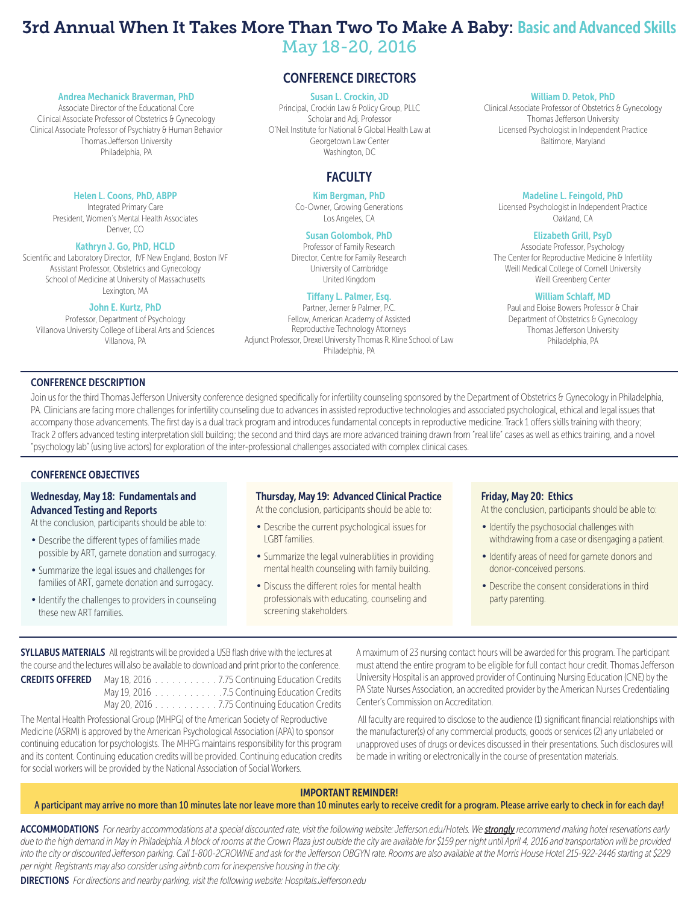# 3rd Annual When It Takes More Than Two To Make A Baby: Basic and Advanced Skills

May 18-20, 2016

## CONFERENCE DIRECTORS

**Andrea Mechanick Braverman, PhD**
Associate Director of the Educational Core
Clinical Associate Professor of Obstetrics & Gynecology
Clinical Associate Professor of Psychiatry & Human Behavior
Thomas Jefferson University
Philadelphia, PA

**Susan L. Crockin, JD**
Principal, Crockin Law & Policy Group, PLLC
Scholar and Adj. Professor
O'Neil Institute for National & Global Health Law at Georgetown Law Center
Washington, DC

**William D. Petok, PhD**
Clinical Associate Professor of Obstetrics & Gynecology
Thomas Jefferson University
Licensed Psychologist in Independent Practice
Baltimore, Maryland

## FACULTY

**Helen L. Coons, PhD, ABPP**
Integrated Primary Care
President, Women's Mental Health Associates
Denver, CO

**Kathryn J. Go, PhD, HCLD**
Scientific and Laboratory Director, IVF New England, Boston IVF
Assistant Professor, Obstetrics and Gynecology
School of Medicine at University of Massachusetts
Lexington, MA

**John E. Kurtz, PhD**
Professor, Department of Psychology
Villanova University College of Liberal Arts and Sciences
Villanova, PA

**Kim Bergman, PhD**
Co-Owner, Growing Generations
Los Angeles, CA

**Susan Golombok, PhD**
Professor of Family Research
Director, Centre for Family Research
University of Cambridge
United Kingdom

**Tiffany L. Palmer, Esq.**
Partner, Jerner & Palmer, P.C.
Fellow, American Academy of Assisted Reproductive Technology Attorneys
Adjunct Professor, Drexel University Thomas R. Kline School of Law
Philadelphia, PA

**Madeline L. Feingold, PhD**
Licensed Psychologist in Independent Practice
Oakland, CA

**Elizabeth Grill, PsyD**
Associate Professor, Psychology
The Center for Reproductive Medicine & Infertility
Weill Medical College of Cornell University
Weill Greenberg Center

**William Schlaff, MD**
Paul and Eloise Bowers Professor & Chair
Department of Obstetrics & Gynecology
Thomas Jefferson University
Philadelphia, PA

## CONFERENCE DESCRIPTION

Join us for the third Thomas Jefferson University conference designed specifically for infertility counseling sponsored by the Department of Obstetrics & Gynecology in Philadelphia, PA. Clinicians are facing more challenges for infertility counseling due to advances in assisted reproductive technologies and associated psychological, ethical and legal issues that accompany those advancements. The first day is a dual track program and introduces fundamental concepts in reproductive medicine. Track 1 offers skills training with theory; Track 2 offers advanced testing interpretation skill building; the second and third days are more advanced training drawn from "real life" cases as well as ethics training, and a novel "psychology lab" (using live actors) for exploration of the inter-professional challenges associated with complex clinical cases.

## CONFERENCE OBJECTIVES

### Wednesday, May 18: Fundamentals and Advanced Testing and Reports

At the conclusion, participants should be able to:

- Describe the different types of families made possible by ART, gamete donation and surrogacy.
- Summarize the legal issues and challenges for families of ART, gamete donation and surrogacy.
- Identify the challenges to providers in counseling these new ART families.

### Thursday, May 19: Advanced Clinical Practice

At the conclusion, participants should be able to:

- Describe the current psychological issues for LGBT families.
- Summarize the legal vulnerabilities in providing mental health counseling with family building.
- Discuss the different roles for mental health professionals with educating, counseling and screening stakeholders.

### Friday, May 20: Ethics

At the conclusion, participants should be able to:

- Identify the psychosocial challenges with withdrawing from a case or disengaging a patient.
- Identify areas of need for gamete donors and donor-conceived persons.
- Describe the consent considerations in third party parenting.

**SYLLABUS MATERIALS** All registrants will be provided a USB flash drive with the lectures at the course and the lectures will also be available to download and print prior to the conference.

**CREDITS OFFERED**
May 18, 2016 . . . . . . . . . . . 7.75 Continuing Education Credits
May 19, 2016 . . . . . . . . . . . 7.5 Continuing Education Credits
May 20, 2016 . . . . . . . . . . . 7.75 Continuing Education Credits

The Mental Health Professional Group (MHPG) of the American Society of Reproductive Medicine (ASRM) is approved by the American Psychological Association (APA) to sponsor continuing education for psychologists. The MHPG maintains responsibility for this program and its content. Continuing education credits will be provided. Continuing education credits for social workers will be provided by the National Association of Social Workers.

A maximum of 23 nursing contact hours will be awarded for this program. The participant must attend the entire program to be eligible for full contact hour credit. Thomas Jefferson University Hospital is an approved provider of Continuing Nursing Education (CNE) by the PA State Nurses Association, an accredited provider by the American Nurses Credentialing Center's Commission on Accreditation.

All faculty are required to disclose to the audience (1) significant financial relationships with the manufacturer(s) of any commercial products, goods or services (2) any unlabeled or unapproved uses of drugs or devices discussed in their presentations. Such disclosures will be made in writing or electronically in the course of presentation materials.

**IMPORTANT REMINDER!**
**A participant may arrive no more than 10 minutes late nor leave more than 10 minutes early to receive credit for a program. Please arrive early to check in for each day!**

**ACCOMMODATIONS** *For nearby accommodations at a special discounted rate, visit the following website: Jefferson.edu/Hotels. We **strongly** recommend making hotel reservations early due to the high demand in May in Philadelphia. A block of rooms at the Crown Plaza just outside the city are available for $159 per night until April 4, 2016 and transportation will be provided into the city or discounted Jefferson parking. Call 1-800-2CROWNE and ask for the Jefferson OBGYN rate. Rooms are also available at the Morris House Hotel 215-922-2446 starting at $229 per night. Registrants may also consider using airbnb.com for inexpensive housing in the city.*

**DIRECTIONS** *For directions and nearby parking, visit the following website: Hospitals.Jefferson.edu*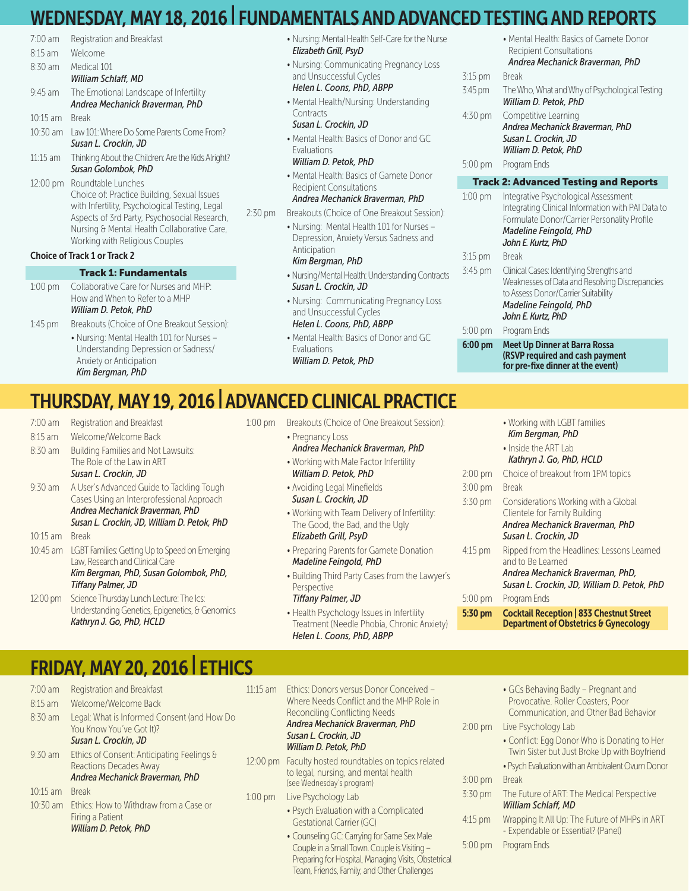# WEDNESDAY, MAY 18, 2016 | FUNDAMENTALS AND ADVANCED TESTING AND REPORTS

7:00 am Registration and Breakfast

8:15 am Welcome

8:30 am Medical 101
*William Schlaff, MD*

9:45 am The Emotional Landscape of Infertility
*Andrea Mechanick Braverman, PhD*

10:15 am Break

10:30 am Law 101: Where Do Some Parents Come From?
*Susan L. Crockin, JD*

11:15 am Thinking About the Children: Are the Kids Alright?
*Susan Golombok, PhD*

12:00 pm Roundtable Lunches
Choice of: Practice Building, Sexual Issues with Infertility, Psychological Testing, Legal Aspects of 3rd Party, Psychosocial Research, Nursing & Mental Health Collaborative Care, Working with Religious Couples

**Choice of Track 1 or Track 2**

## Track 1: Fundamentals

1:00 pm Collaborative Care for Nurses and MHP: How and When to Refer to a MHP
*William D. Petok, PhD*

1:45 pm Breakouts (Choice of One Breakout Session):

- Nursing: Mental Health 101 for Nurses – Understanding Depression or Sadness/Anxiety or Anticipation
  *Kim Bergman, PhD*
- Nursing: Mental Health Self-Care for the Nurse
  *Elizabeth Grill, PsyD*
- Nursing: Communicating Pregnancy Loss and Unsuccessful Cycles
  *Helen L. Coons, PhD, ABPP*
- Mental Health/Nursing: Understanding Contracts
  *Susan L. Crockin, JD*
- Mental Health: Basics of Donor and GC Evaluations
  *William D. Petok, PhD*
- Mental Health: Basics of Gamete Donor Recipient Consultations
  *Andrea Mechanick Braverman, PhD*

2:30 pm Breakouts (Choice of One Breakout Session):

- Nursing: Mental Health 101 for Nurses – Depression, Anxiety Versus Sadness and Anticipation
  *Kim Bergman, PhD*
- Nursing/Mental Health: Understanding Contracts
  *Susan L. Crockin, JD*
- Nursing: Communicating Pregnancy Loss and Unsuccessful Cycles
  *Helen L. Coons, PhD, ABPP*
- Mental Health: Basics of Donor and GC Evaluations
  *William D. Petok, PhD*
- Mental Health: Basics of Gamete Donor Recipient Consultations
  *Andrea Mechanick Braverman, PhD*

3:15 pm Break

3:45 pm The Who, What and Why of Psychological Testing
*William D. Petok, PhD*

4:30 pm Competitive Learning
*Andrea Mechanick Braverman, PhD*
*Susan L. Crockin, JD*
*William D. Petok, PhD*

5:00 pm Program Ends

## Track 2: Advanced Testing and Reports

1:00 pm Integrative Psychological Assessment: Integrating Clinical Information with PAI Data to Formulate Donor/Carrier Personality Profile
*Madeline Feingold, PhD*
*John E. Kurtz, PhD*

3:15 pm Break

3:45 pm Clinical Cases: Identifying Strengths and Weaknesses of Data and Resolving Discrepancies to Assess Donor/Carrier Suitability
*Madeline Feingold, PhD*
*John E. Kurtz, PhD*

5:00 pm Program Ends

**6:00 pm Meet Up Dinner at Barra Rossa (RSVP required and cash payment for pre-fixe dinner at the event)**

# THURSDAY, MAY 19, 2016 | ADVANCED CLINICAL PRACTICE

7:00 am Registration and Breakfast

8:15 am Welcome/Welcome Back

8:30 am Building Families and Not Lawsuits: The Role of the Law in ART
*Susan L. Crockin, JD*

9:30 am A User's Advanced Guide to Tackling Tough Cases Using an Interprofessional Approach
*Andrea Mechanick Braverman, PhD*
*Susan L. Crockin, JD, William D. Petok, PhD*

10:15 am Break

10:45 am LGBT Families: Getting Up to Speed on Emerging Law, Research and Clinical Care
*Kim Bergman, PhD, Susan Golombok, PhD, Tiffany Palmer, JD*

12:00 pm Science Thursday Lunch Lecture: The Ics: Understanding Genetics, Epigenetics, & Genomics
*Kathryn J. Go, PhD, HCLD*

1:00 pm Breakouts (Choice of One Breakout Session):

- Pregnancy Loss
  *Andrea Mechanick Braverman, PhD*
- Working with Male Factor Infertility
  *William D. Petok, PhD*
- Avoiding Legal Minefields
  *Susan L. Crockin, JD*
- Working with Team Delivery of Infertility: The Good, the Bad, and the Ugly
  *Elizabeth Grill, PsyD*
- Preparing Parents for Gamete Donation
  *Madeline Feingold, PhD*
- Building Third Party Cases from the Lawyer's Perspective
  *Tiffany Palmer, JD*
- Health Psychology Issues in Infertility Treatment (Needle Phobia, Chronic Anxiety)
  *Helen L. Coons, PhD, ABPP*
- Working with LGBT families
  *Kim Bergman, PhD*
- Inside the ART Lab
  *Kathryn J. Go, PhD, HCLD*

2:00 pm Choice of breakout from 1PM topics

3:00 pm Break

3:30 pm Considerations Working with a Global Clientele for Family Building
*Andrea Mechanick Braverman, PhD*
*Susan L. Crockin, JD*

4:15 pm Ripped from the Headlines: Lessons Learned and to Be Learned
*Andrea Mechanick Braverman, PhD,*
*Susan L. Crockin, JD, William D. Petok, PhD*

5:00 pm Program Ends

**5:30 pm Cocktail Reception | 833 Chestnut Street Department of Obstetrics & Gynecology**

# FRIDAY, MAY 20, 2016 | ETHICS

7:00 am Registration and Breakfast

8:15 am Welcome/Welcome Back

8:30 am Legal: What is Informed Consent (and How Do You Know You've Got It)?
*Susan L. Crockin, JD*

9:30 am Ethics of Consent: Anticipating Feelings & Reactions Decades Away
*Andrea Mechanick Braverman, PhD*

10:15 am Break

10:30 am Ethics: How to Withdraw from a Case or Firing a Patient
*William D. Petok, PhD*

11:15 am Ethics: Donors versus Donor Conceived – Where Needs Conflict and the MHP Role in Reconciling Conflicting Needs
*Andrea Mechanick Braverman, PhD*
*Susan L. Crockin, JD*
*William D. Petok, PhD*

12:00 pm Faculty hosted roundtables on topics related to legal, nursing, and mental health (see Wednesday's program)

1:00 pm Live Psychology Lab

- Psych Evaluation with a Complicated Gestational Carrier (GC)
- Counseling GC: Carrying for Same Sex Male Couple in a Small Town. Couple is Visiting – Preparing for Hospital, Managing Visits, Obstetrical Team, Friends, Family, and Other Challenges
- GCs Behaving Badly – Pregnant and Provocative. Roller Coasters, Poor Communication, and Other Bad Behavior

2:00 pm Live Psychology Lab

- Conflict: Egg Donor Who is Donating to Her Twin Sister but Just Broke Up with Boyfriend
- Psych Evaluation with an Ambivalent Ovum Donor

3:00 pm Break

3:30 pm The Future of ART: The Medical Perspective
*William Schlaff, MD*

4:15 pm Wrapping It All Up: The Future of MHPs in ART - Expendable or Essential? (Panel)

5:00 pm Program Ends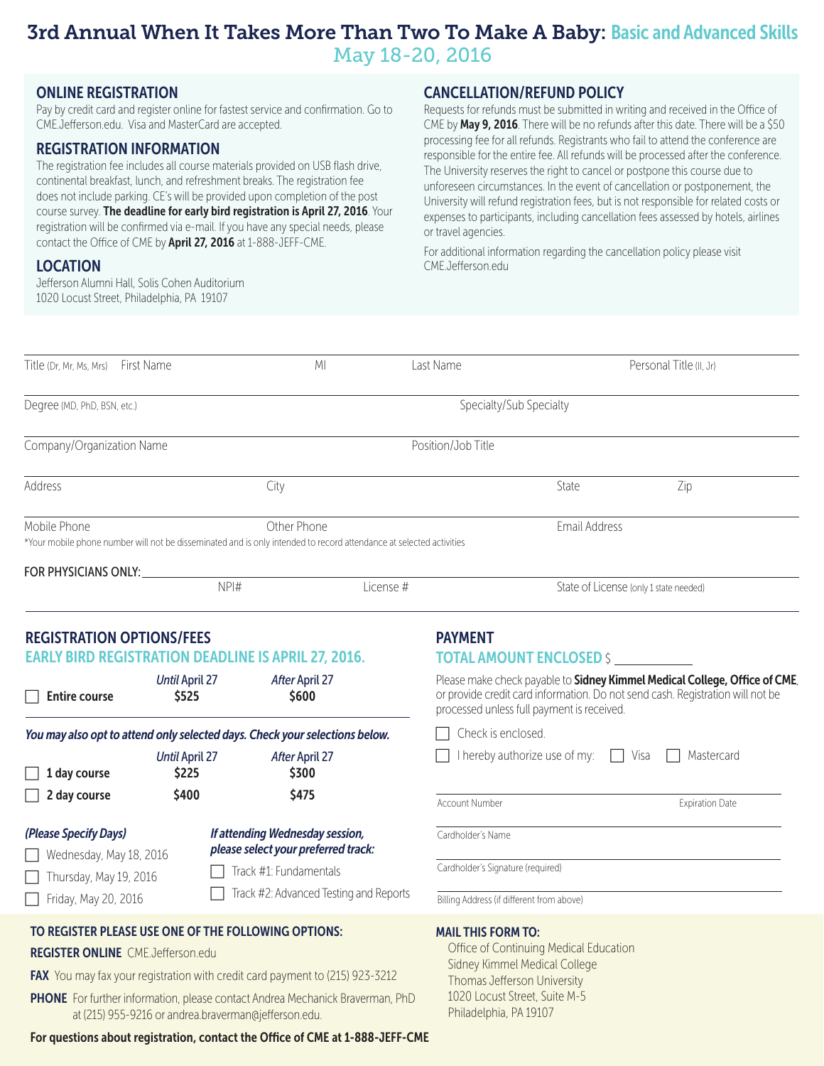# 3rd Annual When It Takes More Than Two To Make A Baby: Basic and Advanced Skills

May 18-20, 2016

## ONLINE REGISTRATION

Pay by credit card and register online for fastest service and confirmation. Go to CME.Jefferson.edu. Visa and MasterCard are accepted.

## REGISTRATION INFORMATION

The registration fee includes all course materials provided on USB flash drive, continental breakfast, lunch, and refreshment breaks. The registration fee does not include parking. CE's will be provided upon completion of the post course survey. **The deadline for early bird registration is April 27, 2016**. Your registration will be confirmed via e-mail. If you have any special needs, please contact the Office of CME by **April 27, 2016** at 1-888-JEFF-CME.

## LOCATION

Jefferson Alumni Hall, Solis Cohen Auditorium
1020 Locust Street, Philadelphia, PA 19107

## CANCELLATION/REFUND POLICY

Requests for refunds must be submitted in writing and received in the Office of CME by **May 9, 2016**. There will be no refunds after this date. There will be a $50 processing fee for all refunds. Registrants who fail to attend the conference are responsible for the entire fee. All refunds will be processed after the conference. The University reserves the right to cancel or postpone this course due to unforeseen circumstances. In the event of cancellation or postponement, the University will refund registration fees, but is not responsible for related costs or expenses to participants, including cancellation fees assessed by hotels, airlines or travel agencies.

For additional information regarding the cancellation policy please visit CME.Jefferson.edu

---

Title (Dr, Mr, Ms, Mrs) First Name ____ MI ____ Last Name ____ Personal Title (II, Jr) ____

Degree (MD, PhD, BSN, etc.) ____ Specialty/Sub Specialty ____

Company/Organization Name ____ Position/Job Title ____

Address ____ City ____ State ____ Zip ____

Mobile Phone ____ Other Phone ____ Email Address ____

*Your mobile phone number will not be disseminated and is only intended to record attendance at selected activities

FOR PHYSICIANS ONLY: NPI# ____ License # ____ State of License (only 1 state needed) ____

## REGISTRATION OPTIONS/FEES

### EARLY BIRD REGISTRATION DEADLINE IS APRIL 27, 2016.

| | *Until* April 27 | *After* April 27 |
|---|---|---|
| ☐ **Entire course** | **$525** | **$600** |

***You may also opt to attend only selected days. Check your selections below.***

| | *Until* April 27 | *After* April 27 |
|---|---|---|
| ☐ **1 day course** | **$225** | **$300** |
| ☐ **2 day course** | **$400** | **$475** |

***(Please Specify Days)***

- ☐ Wednesday, May 18, 2016
- ☐ Thursday, May 19, 2016
- ☐ Friday, May 20, 2016

***If attending Wednesday session, please select your preferred track:***

- ☐ Track #1: Fundamentals
- ☐ Track #2: Advanced Testing and Reports

## PAYMENT

### TOTAL AMOUNT ENCLOSED $ ____

Please make check payable to **Sidney Kimmel Medical College, Office of CME**, or provide credit card information. Do not send cash. Registration will not be processed unless full payment is received.

- ☐ Check is enclosed.
- ☐ I hereby authorize use of my: ☐ Visa ☐ Mastercard

Account Number ____ Expiration Date ____

Cardholder's Name ____

Cardholder's Signature (required) ____

Billing Address (if different from above) ____

## TO REGISTER PLEASE USE ONE OF THE FOLLOWING OPTIONS:

**REGISTER ONLINE** CME.Jefferson.edu

**FAX** You may fax your registration with credit card payment to (215) 923-3212

**PHONE** For further information, please contact Andrea Mechanick Braverman, PhD at (215) 955-9216 or andrea.braverman@jefferson.edu.

**For questions about registration, contact the Office of CME at 1-888-JEFF-CME**

## MAIL THIS FORM TO:

Office of Continuing Medical Education
Sidney Kimmel Medical College
Thomas Jefferson University
1020 Locust Street, Suite M-5
Philadelphia, PA 19107